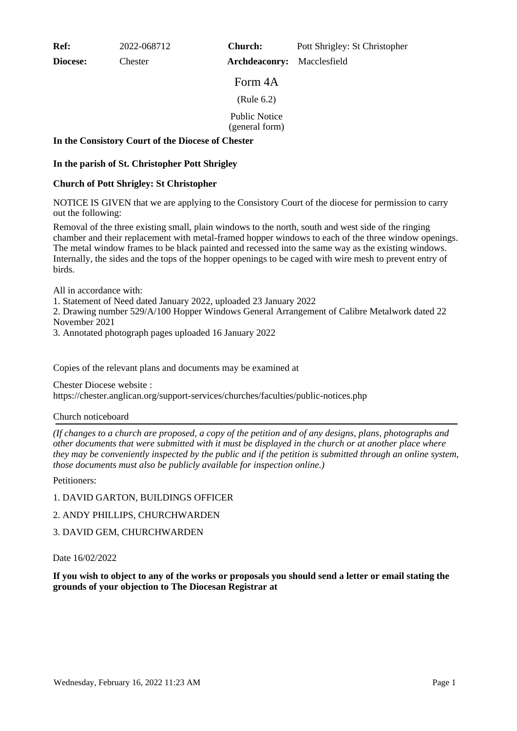| **Ref:** | 2022-068712 | **Church:** | Pott Shrigley: St Christopher |
|---|---|---|---|
| **Diocese:** | Chester | **Archdeaconry:** | Macclesfield |

# Form 4A

(Rule 6.2)

Public Notice
(general form)

**In the Consistory Court of the Diocese of Chester**

**In the parish of St. Christopher Pott Shrigley**

**Church of Pott Shrigley: St Christopher**

NOTICE IS GIVEN that we are applying to the Consistory Court of the diocese for permission to carry out the following:

Removal of the three existing small, plain windows to the north, south and west side of the ringing chamber and their replacement with metal-framed hopper windows to each of the three window openings. The metal window frames to be black painted and recessed into the same way as the existing windows. Internally, the sides and the tops of the hopper openings to be caged with wire mesh to prevent entry of birds.

All in accordance with:
1. Statement of Need dated January 2022, uploaded 23 January 2022
2. Drawing number 529/A/100 Hopper Windows General Arrangement of Calibre Metalwork dated 22 November 2021
3. Annotated photograph pages uploaded 16 January 2022

Copies of the relevant plans and documents may be examined at

Chester Diocese website :
https://chester.anglican.org/support-services/churches/faculties/public-notices.php

Church noticeboard

---

*(If changes to a church are proposed, a copy of the petition and of any designs, plans, photographs and other documents that were submitted with it must be displayed in the church or at another place where they may be conveniently inspected by the public and if the petition is submitted through an online system, those documents must also be publicly available for inspection online.)*

Petitioners:

1. DAVID GARTON, BUILDINGS OFFICER

2. ANDY PHILLIPS, CHURCHWARDEN

3. DAVID GEM, CHURCHWARDEN

Date 16/02/2022

**If you wish to object to any of the works or proposals you should send a letter or email stating the grounds of your objection to The Diocesan Registrar at**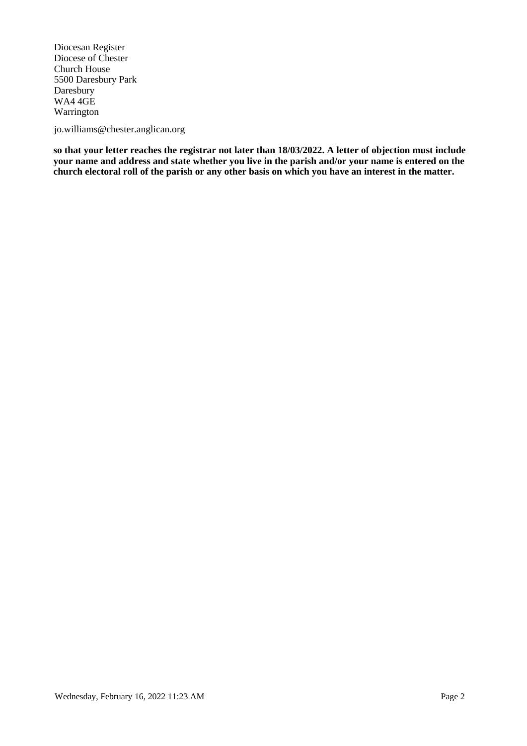Diocesan Register
Diocese of Chester
Church House
5500 Daresbury Park
Daresbury
WA4 4GE
Warrington

jo.williams@chester.anglican.org

**so that your letter reaches the registrar not later than 18/03/2022. A letter of objection must include your name and address and state whether you live in the parish and/or your name is entered on the church electoral roll of the parish or any other basis on which you have an interest in the matter.**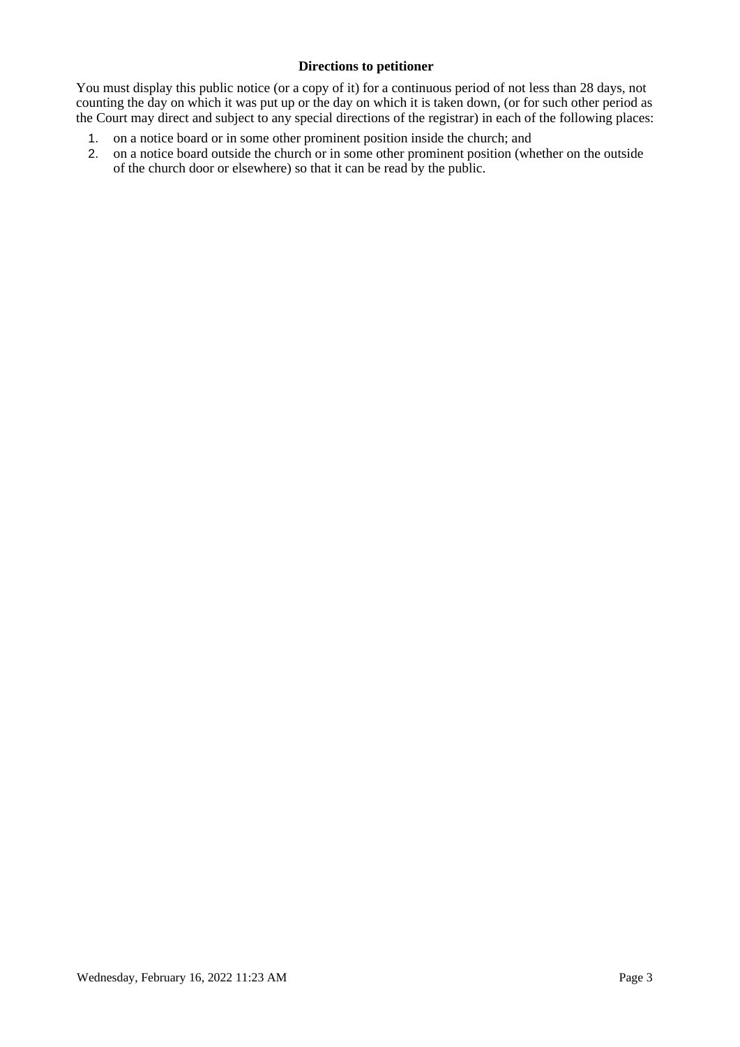**Directions to petitioner**

You must display this public notice (or a copy of it) for a continuous period of not less than 28 days, not counting the day on which it was put up or the day on which it is taken down, (or for such other period as the Court may direct and subject to any special directions of the registrar) in each of the following places:

1. on a notice board or in some other prominent position inside the church; and
2. on a notice board outside the church or in some other prominent position (whether on the outside of the church door or elsewhere) so that it can be read by the public.